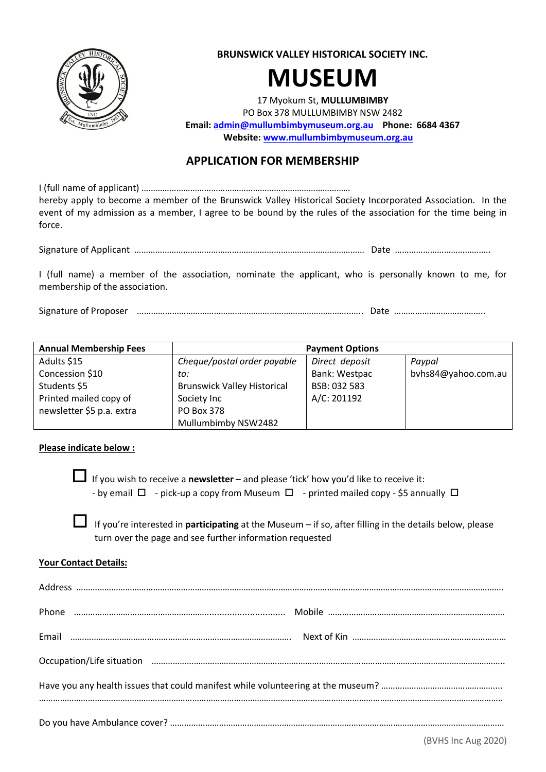BRUNSWICK VALLEY HISTORICAL SOCIETY INC.

# MUSEUM

17 Myokum St, **MULLUMBIMBY**
PO Box 378 MULLUMBIMBY NSW 2482
**Email: admin@mullumbimbymuseum.org.au    Phone: 6684 4367**
**Website: www.mullumbimbymuseum.org.au**

## APPLICATION FOR MEMBERSHIP

I (full name of applicant) ………………………………………………………………………………
hereby apply to become a member of the Brunswick Valley Historical Society Incorporated Association. In the event of my admission as a member, I agree to be bound by the rules of the association for the time being in force.

Signature of Applicant ……………………………………………………………………………………… Date …………………………………….

I (full name) a member of the association, nominate the applicant, who is personally known to me, for membership of the association.

Signature of Proposer …………………………………………………………………………………... Date …………………………………..

| **Annual Membership Fees** | **Payment Options** | | |
|---|---|---|---|
| Adults $15<br>Concession $10<br>Students $5<br>Printed mailed copy of newsletter $5 p.a. extra | *Cheque/postal order payable to:*<br>Brunswick Valley Historical Society Inc<br>PO Box 378<br>Mullumbimby NSW2482 | *Direct deposit*<br>Bank: Westpac<br>BSB: 032 583<br>A/C: 201192 | *Paypal*<br>bvhs84@yahoo.com.au |

**Please indicate below :**

☐ If you wish to receive a **newsletter** – and please 'tick' how you'd like to receive it:
- by email ☐ - pick-up a copy from Museum ☐ - printed mailed copy - $5 annually ☐

☐ If you're interested in **participating** at the Museum – if so, after filling in the details below, please turn over the page and see further information requested

**Your Contact Details:**

Address ……………………………………………………………………………………………………………………………………………………

Phone ……………………………………………………….......................... Mobile …………………………………………………………………

Email ………………………………………………………………………………….. Next of Kin …………………………………………………………

Occupation/Life situation …………………………………………………………………………………………………………………………….

Have you any health issues that could manifest while volunteering at the museum? …………………………………………..
……………………………………………………………………………………………………………………………………………………………………

Do you have Ambulance cover? ………………………………………………………………………………………………………………………

(BVHS Inc Aug 2020)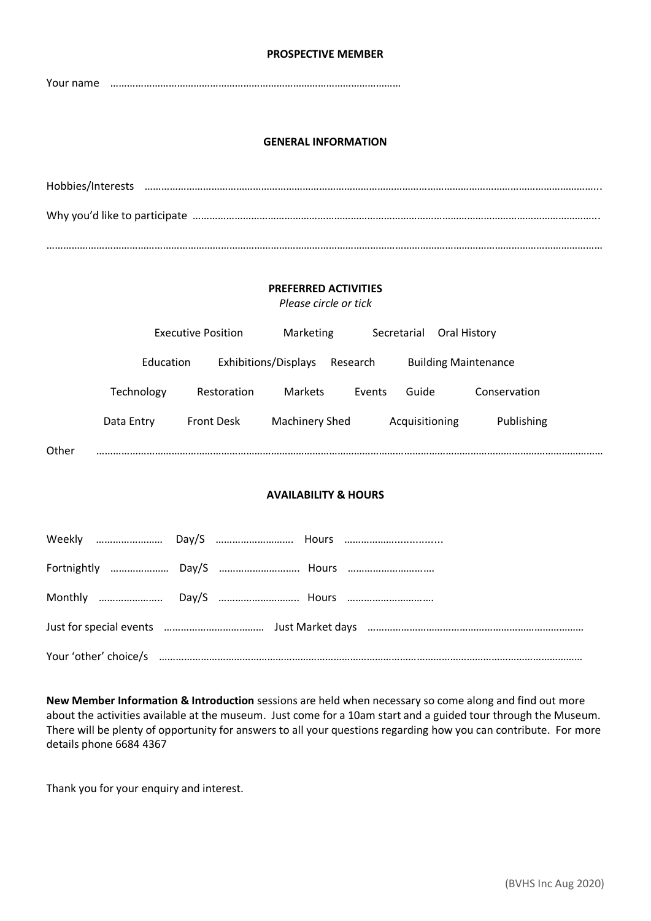**PROSPECTIVE MEMBER**

Your name ……………………………………………………………………………………………

**GENERAL INFORMATION**

Hobbies/Interests ……………………………………………………………………………………………………………………………………………..

Why you'd like to participate ……………………………………………………………………………………………………………………………..

……………………………………………………………………………………………………………………………………………………………………………

**PREFERRED ACTIVITIES**

*Please circle or tick*

Executive Position    Marketing    Secretarial    Oral History

Education    Exhibitions/Displays    Research    Building Maintenance

Technology    Restoration    Markets    Events    Guide    Conservation

Data Entry    Front Desk    Machinery Shed    Acquisitioning    Publishing

Other ……………………………………………………………………………………………………………………………………………………………

**AVAILABILITY & HOURS**

Weekly …………………… Day/S ………………………. Hours …………………..........

Fortnightly ………………… Day/S ……………………….. Hours …………………………

Monthly ………………….. Day/S ……………………….. Hours …………………………

Just for special events ……………………………… Just Market days ……………………………………………………………………

Your 'other' choice/s ………………………………………………………………………………………………………………………………

**New Member Information & Introduction** sessions are held when necessary so come along and find out more about the activities available at the museum. Just come for a 10am start and a guided tour through the Museum. There will be plenty of opportunity for answers to all your questions regarding how you can contribute. For more details phone 6684 4367

Thank you for your enquiry and interest.

(BVHS Inc Aug 2020)